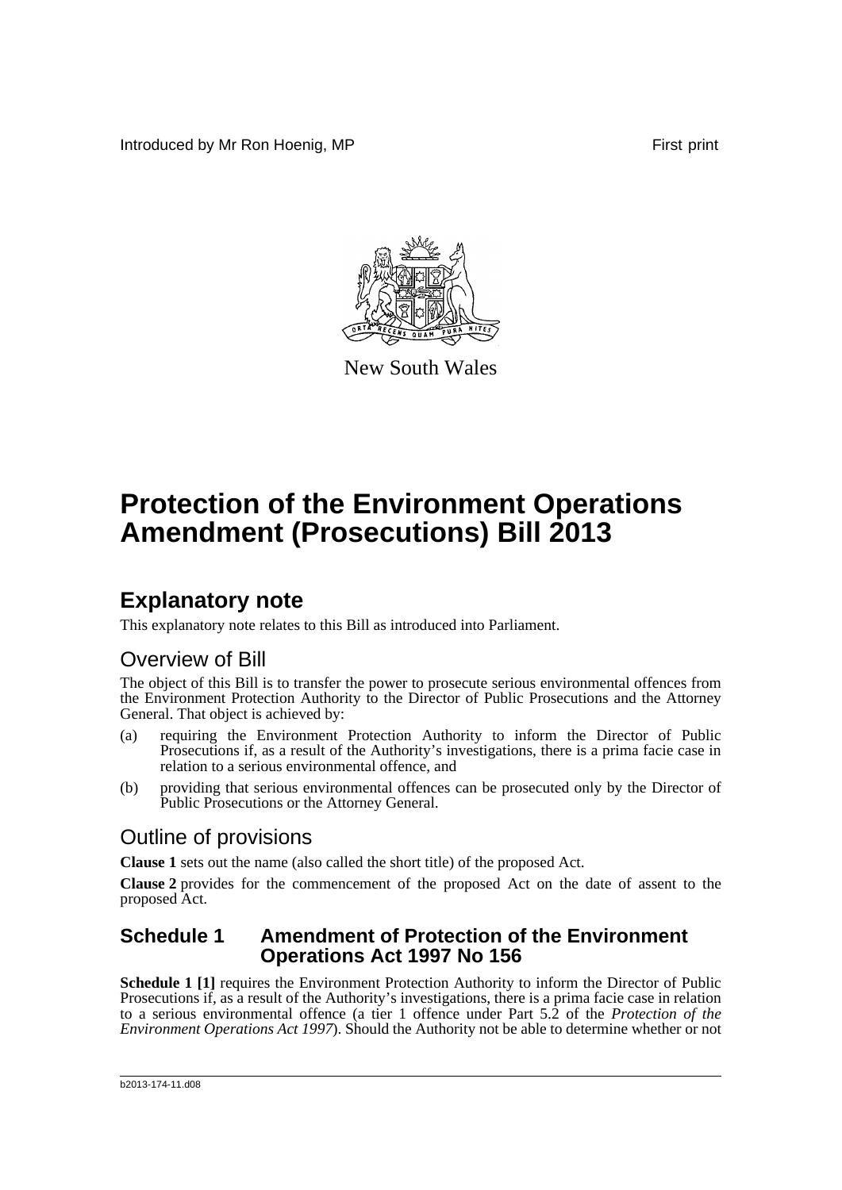Introduced by Mr Ron Hoenig, MP First print

New South Wales

# Protection of the Environment Operations Amendment (Prosecutions) Bill 2013

## Explanatory note

This explanatory note relates to this Bill as introduced into Parliament.

### Overview of Bill

The object of this Bill is to transfer the power to prosecute serious environmental offences from the Environment Protection Authority to the Director of Public Prosecutions and the Attorney General. That object is achieved by:

(a) requiring the Environment Protection Authority to inform the Director of Public Prosecutions if, as a result of the Authority's investigations, there is a prima facie case in relation to a serious environmental offence, and

(b) providing that serious environmental offences can be prosecuted only by the Director of Public Prosecutions or the Attorney General.

### Outline of provisions

**Clause 1** sets out the name (also called the short title) of the proposed Act.

**Clause 2** provides for the commencement of the proposed Act on the date of assent to the proposed Act.

#### Schedule 1 Amendment of Protection of the Environment Operations Act 1997 No 156

**Schedule 1 [1]** requires the Environment Protection Authority to inform the Director of Public Prosecutions if, as a result of the Authority's investigations, there is a prima facie case in relation to a serious environmental offence (a tier 1 offence under Part 5.2 of the *Protection of the Environment Operations Act 1997*). Should the Authority not be able to determine whether or not

b2013-174-11.d08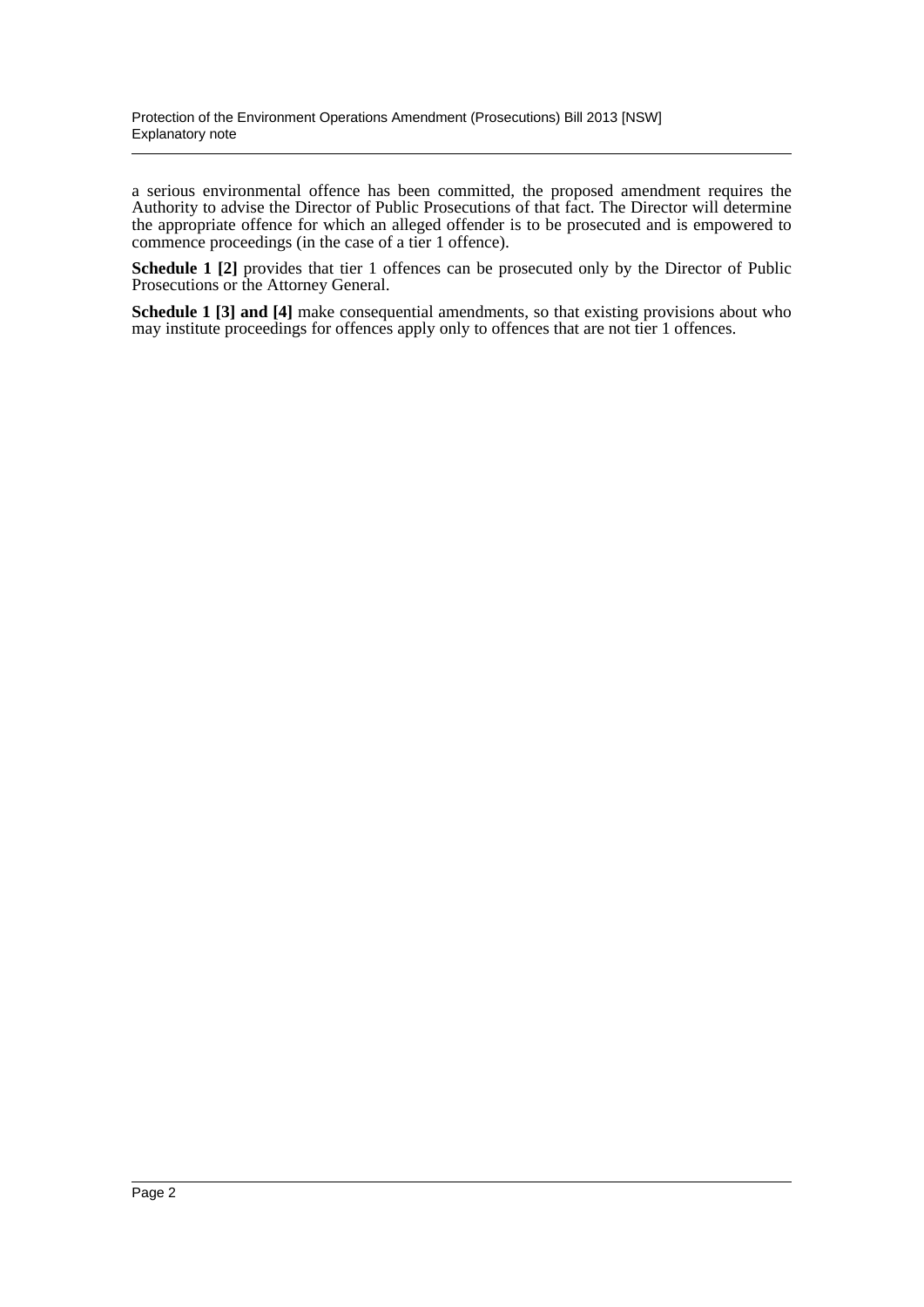a serious environmental offence has been committed, the proposed amendment requires the Authority to advise the Director of Public Prosecutions of that fact. The Director will determine the appropriate offence for which an alleged offender is to be prosecuted and is empowered to commence proceedings (in the case of a tier 1 offence).

**Schedule 1 [2]** provides that tier 1 offences can be prosecuted only by the Director of Public Prosecutions or the Attorney General.

**Schedule 1 [3] and [4]** make consequential amendments, so that existing provisions about who may institute proceedings for offences apply only to offences that are not tier 1 offences.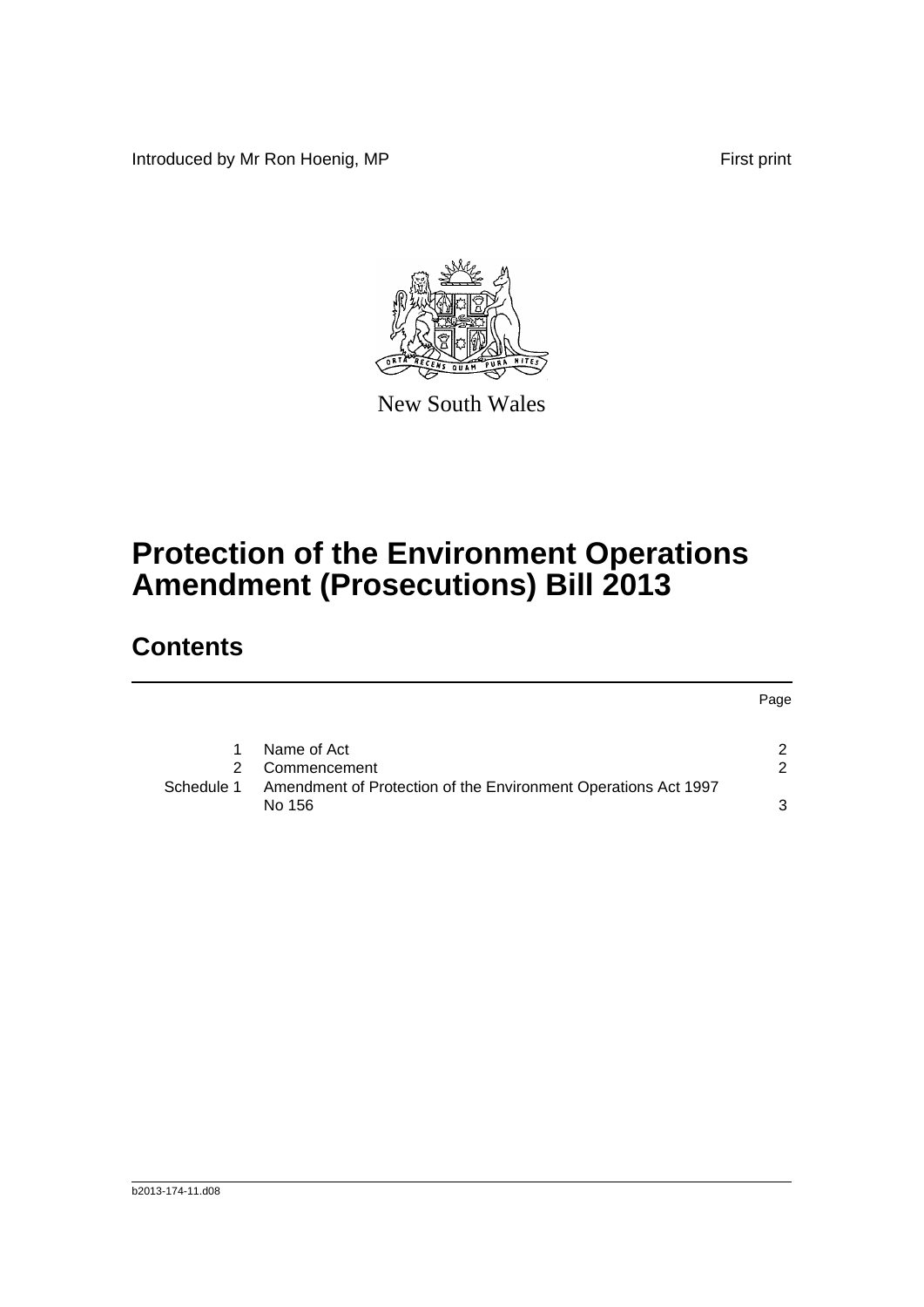Introduced by Mr Ron Hoenig, MP First print

New South Wales

# Protection of the Environment Operations Amendment (Prosecutions) Bill 2013

## Contents

| | | Page |
|---|---|---|
| 1 | Name of Act | 2 |
| 2 | Commencement | 2 |
| Schedule 1 | Amendment of Protection of the Environment Operations Act 1997 No 156 | 3 |

b2013-174-11.d08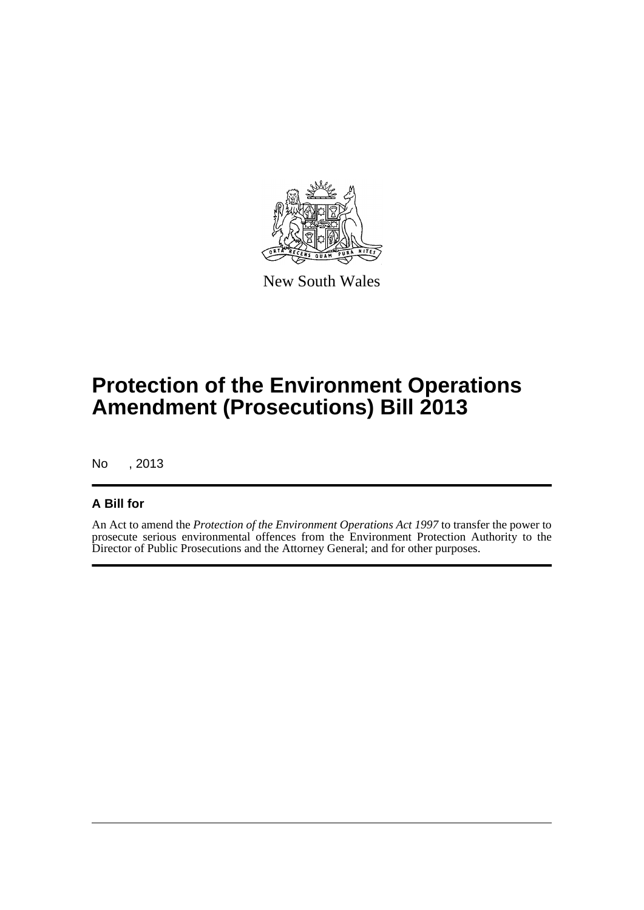New South Wales

# Protection of the Environment Operations Amendment (Prosecutions) Bill 2013

No      , 2013

## A Bill for

An Act to amend the *Protection of the Environment Operations Act 1997* to transfer the power to prosecute serious environmental offences from the Environment Protection Authority to the Director of Public Prosecutions and the Attorney General; and for other purposes.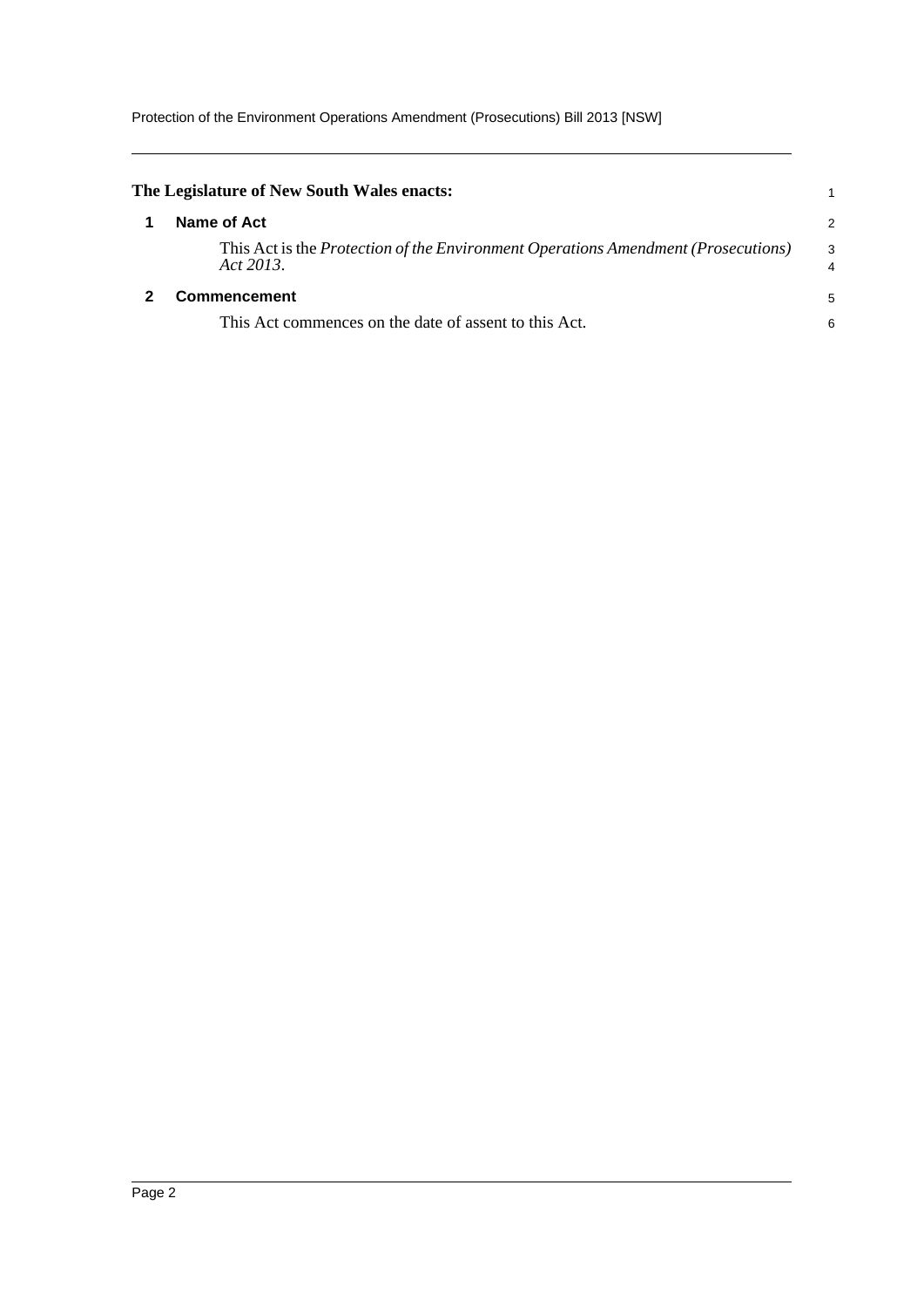**The Legislature of New South Wales enacts:**

## 1 Name of Act

This Act is the *Protection of the Environment Operations Amendment (Prosecutions) Act 2013*.

## 2 Commencement

This Act commences on the date of assent to this Act.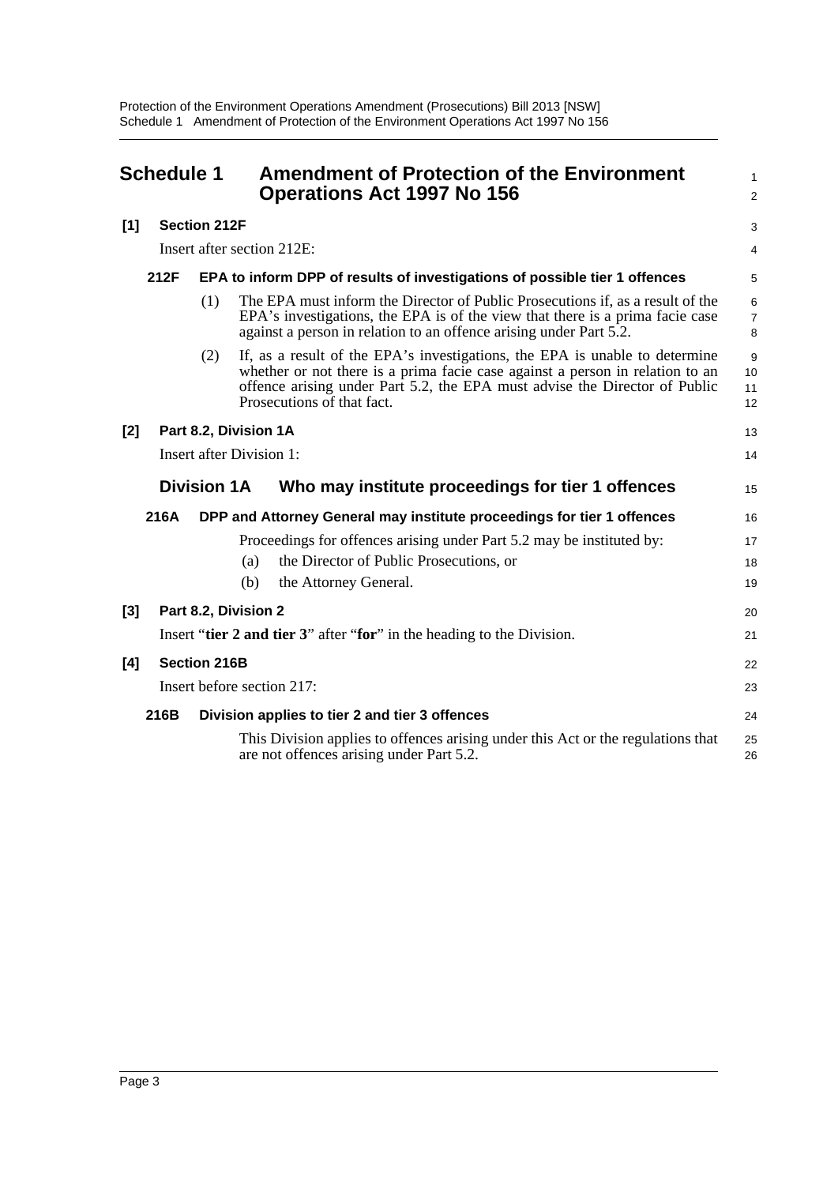# Schedule 1 Amendment of Protection of the Environment Operations Act 1997 No 156

**[1] Section 212F**

Insert after section 212E:

**212F EPA to inform DPP of results of investigations of possible tier 1 offences**

(1) The EPA must inform the Director of Public Prosecutions if, as a result of the EPA's investigations, the EPA is of the view that there is a prima facie case against a person in relation to an offence arising under Part 5.2.

(2) If, as a result of the EPA's investigations, the EPA is unable to determine whether or not there is a prima facie case against a person in relation to an offence arising under Part 5.2, the EPA must advise the Director of Public Prosecutions of that fact.

**[2] Part 8.2, Division 1A**

Insert after Division 1:

## Division 1A Who may institute proceedings for tier 1 offences

**216A DPP and Attorney General may institute proceedings for tier 1 offences**

Proceedings for offences arising under Part 5.2 may be instituted by:

(a) the Director of Public Prosecutions, or

(b) the Attorney General.

**[3] Part 8.2, Division 2**

Insert "**tier 2 and tier 3**" after "**for**" in the heading to the Division.

**[4] Section 216B**

Insert before section 217:

**216B Division applies to tier 2 and tier 3 offences**

This Division applies to offences arising under this Act or the regulations that are not offences arising under Part 5.2.